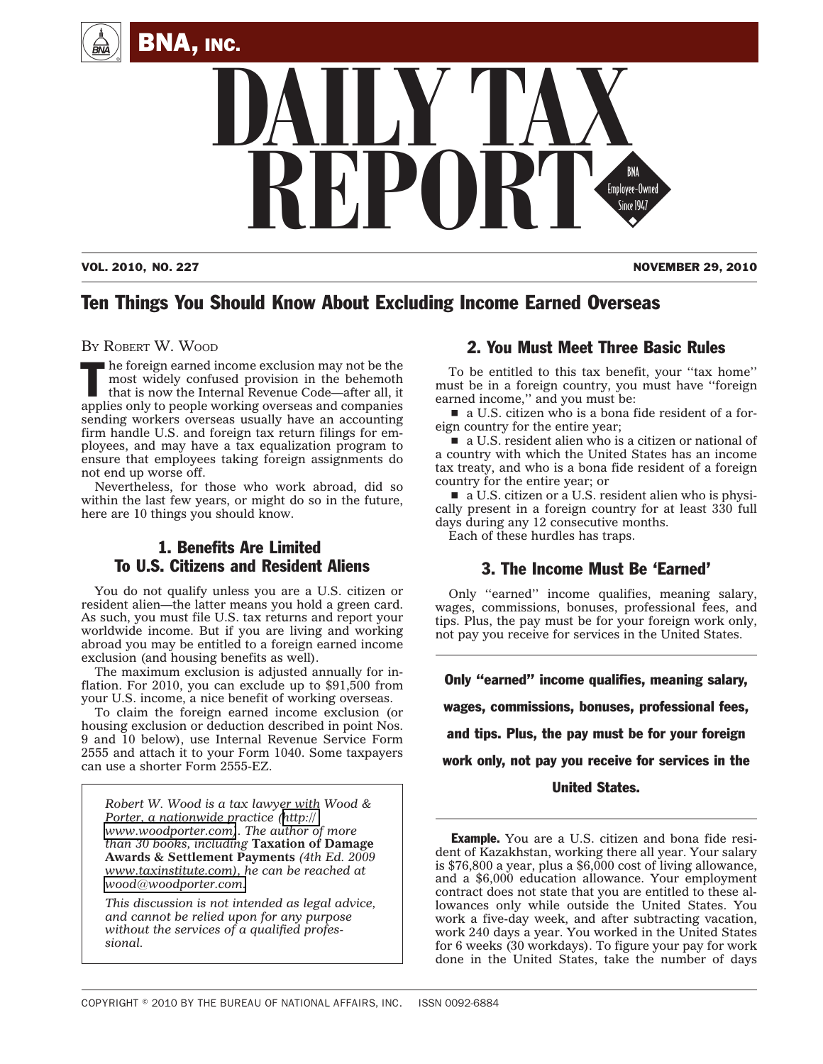# Ten Things You Should Know About Excluding Income Earned Overseas

BY ROBERT W. WOOD

The foreign earned income exclusion may not be the most widely confused provision in the behemoth that is now the Internal Revenue Code—after all, it applies only to people working overseas and companies sending workers overseas usually have an accounting firm handle U.S. and foreign tax return filings for employees, and may have a tax equalization program to ensure that employees taking foreign assignments do not end up worse off.

Nevertheless, for those who work abroad, did so within the last few years, or might do so in the future, here are 10 things you should know.

## 1. Benefits Are Limited To U.S. Citizens and Resident Aliens

You do not qualify unless you are a U.S. citizen or resident alien—the latter means you hold a green card. As such, you must file U.S. tax returns and report your worldwide income. But if you are living and working abroad you may be entitled to a foreign earned income exclusion (and housing benefits as well).

The maximum exclusion is adjusted annually for inflation. For 2010, you can exclude up to $91,500 from your U.S. income, a nice benefit of working overseas.

To claim the foreign earned income exclusion (or housing exclusion or deduction described in point Nos. 9 and 10 below), use Internal Revenue Service Form 2555 and attach it to your Form 1040. Some taxpayers can use a shorter Form 2555-EZ.

*Robert W. Wood is a tax lawyer with Wood & Porter, a nationwide practice (http://www.woodporter.com). The author of more than 30 books, including* **Taxation of Damage Awards & Settlement Payments** *(4th Ed. 2009 www.taxinstitute.com), he can be reached at wood@woodporter.com.*

*This discussion is not intended as legal advice, and cannot be relied upon for any purpose without the services of a qualified professional.*

## 2. You Must Meet Three Basic Rules

To be entitled to this tax benefit, your ''tax home'' must be in a foreign country, you must have ''foreign earned income,'' and you must be:

- a U.S. citizen who is a bona fide resident of a foreign country for the entire year;
- a U.S. resident alien who is a citizen or national of a country with which the United States has an income tax treaty, and who is a bona fide resident of a foreign country for the entire year; or
- a U.S. citizen or a U.S. resident alien who is physically present in a foreign country for at least 330 full days during any 12 consecutive months.

Each of these hurdles has traps.

## 3. The Income Must Be 'Earned'

Only ''earned'' income qualifies, meaning salary, wages, commissions, bonuses, professional fees, and tips. Plus, the pay must be for your foreign work only, not pay you receive for services in the United States.

**Only ''earned'' income qualifies, meaning salary, wages, commissions, bonuses, professional fees, and tips. Plus, the pay must be for your foreign work only, not pay you receive for services in the United States.**

**Example.** You are a U.S. citizen and bona fide resident of Kazakhstan, working there all year. Your salary is $76,800 a year, plus a $6,000 cost of living allowance, and a $6,000 education allowance. Your employment contract does not state that you are entitled to these allowances only while outside the United States. You work a five-day week, and after subtracting vacation, work 240 days a year. You worked in the United States for 6 weeks (30 workdays). To figure your pay for work done in the United States, take the number of days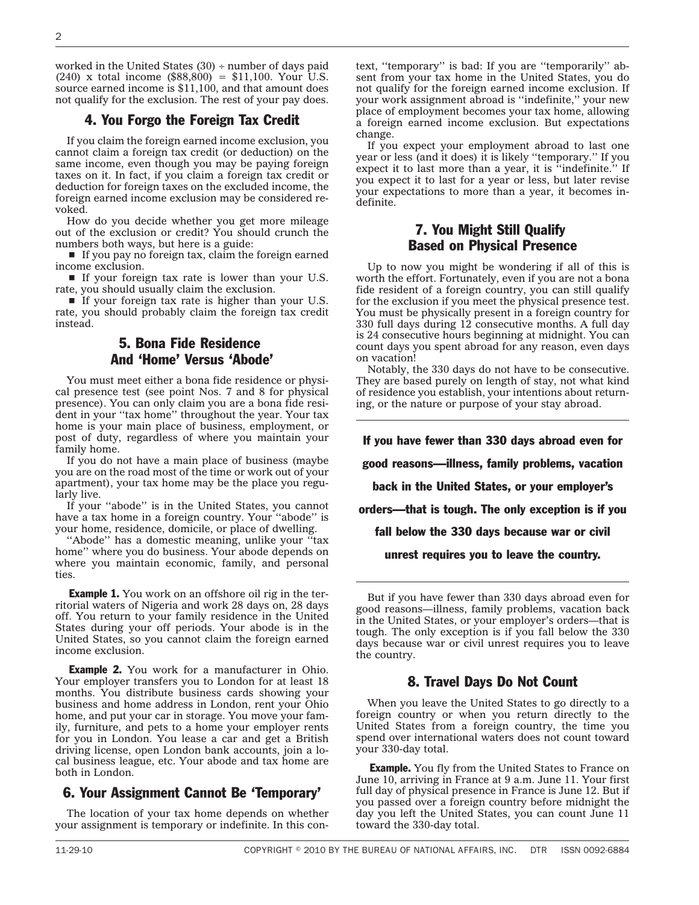worked in the United States (30) ÷ number of days paid (240) x total income ($88,800) = $11,100. Your U.S. source earned income is $11,100, and that amount does not qualify for the exclusion. The rest of your pay does.

## 4. You Forgo the Foreign Tax Credit

If you claim the foreign earned income exclusion, you cannot claim a foreign tax credit (or deduction) on the same income, even though you may be paying foreign taxes on it. In fact, if you claim a foreign tax credit or deduction for foreign taxes on the excluded income, the foreign earned income exclusion may be considered revoked.

How do you decide whether you get more mileage out of the exclusion or credit? You should crunch the numbers both ways, but here is a guide:

- If you pay no foreign tax, claim the foreign earned income exclusion.
- If your foreign tax rate is lower than your U.S. rate, you should usually claim the exclusion.
- If your foreign tax rate is higher than your U.S. rate, you should probably claim the foreign tax credit instead.

## 5. Bona Fide Residence And 'Home' Versus 'Abode'

You must meet either a bona fide residence or physical presence test (see point Nos. 7 and 8 for physical presence). You can only claim you are a bona fide resident in your ''tax home'' throughout the year. Your tax home is your main place of business, employment, or post of duty, regardless of where you maintain your family home.

If you do not have a main place of business (maybe you are on the road most of the time or work out of your apartment), your tax home may be the place you regularly live.

If your ''abode'' is in the United States, you cannot have a tax home in a foreign country. Your ''abode'' is your home, residence, domicile, or place of dwelling.

''Abode'' has a domestic meaning, unlike your ''tax home'' where you do business. Your abode depends on where you maintain economic, family, and personal ties.

**Example 1.** You work on an offshore oil rig in the territorial waters of Nigeria and work 28 days on, 28 days off. You return to your family residence in the United States during your off periods. Your abode is in the United States, so you cannot claim the foreign earned income exclusion.

**Example 2.** You work for a manufacturer in Ohio. Your employer transfers you to London for at least 18 months. You distribute business cards showing your business and home address in London, rent your Ohio home, and put your car in storage. You move your family, furniture, and pets to a home your employer rents for you in London. You lease a car and get a British driving license, open London bank accounts, join a local business league, etc. Your abode and tax home are both in London.

## 6. Your Assignment Cannot Be 'Temporary'

The location of your tax home depends on whether your assignment is temporary or indefinite. In this context, ''temporary'' is bad: If you are ''temporarily'' absent from your tax home in the United States, you do not qualify for the foreign earned income exclusion. If your work assignment abroad is ''indefinite,'' your new place of employment becomes your tax home, allowing a foreign earned income exclusion. But expectations change.

If you expect your employment abroad to last one year or less (and it does) it is likely ''temporary.'' If you expect it to last more than a year, it is ''indefinite.'' If you expect it to last for a year or less, but later revise your expectations to more than a year, it becomes indefinite.

## 7. You Might Still Qualify Based on Physical Presence

Up to now you might be wondering if all of this is worth the effort. Fortunately, even if you are not a bona fide resident of a foreign country, you can still qualify for the exclusion if you meet the physical presence test. You must be physically present in a foreign country for 330 full days during 12 consecutive months. A full day is 24 consecutive hours beginning at midnight. You can count days you spent abroad for any reason, even days on vacation!

Notably, the 330 days do not have to be consecutive. They are based purely on length of stay, not what kind of residence you establish, your intentions about returning, or the nature or purpose of your stay abroad.

**If you have fewer than 330 days abroad even for good reasons—illness, family problems, vacation back in the United States, or your employer's orders—that is tough. The only exception is if you fall below the 330 days because war or civil unrest requires you to leave the country.**

But if you have fewer than 330 days abroad even for good reasons—illness, family problems, vacation back in the United States, or your employer's orders—that is tough. The only exception is if you fall below the 330 days because war or civil unrest requires you to leave the country.

## 8. Travel Days Do Not Count

When you leave the United States to go directly to a foreign country or when you return directly to the United States from a foreign country, the time you spend over international waters does not count toward your 330-day total.

**Example.** You fly from the United States to France on June 10, arriving in France at 9 a.m. June 11. Your first full day of physical presence in France is June 12. But if you passed over a foreign country before midnight the day you left the United States, you can count June 11 toward the 330-day total.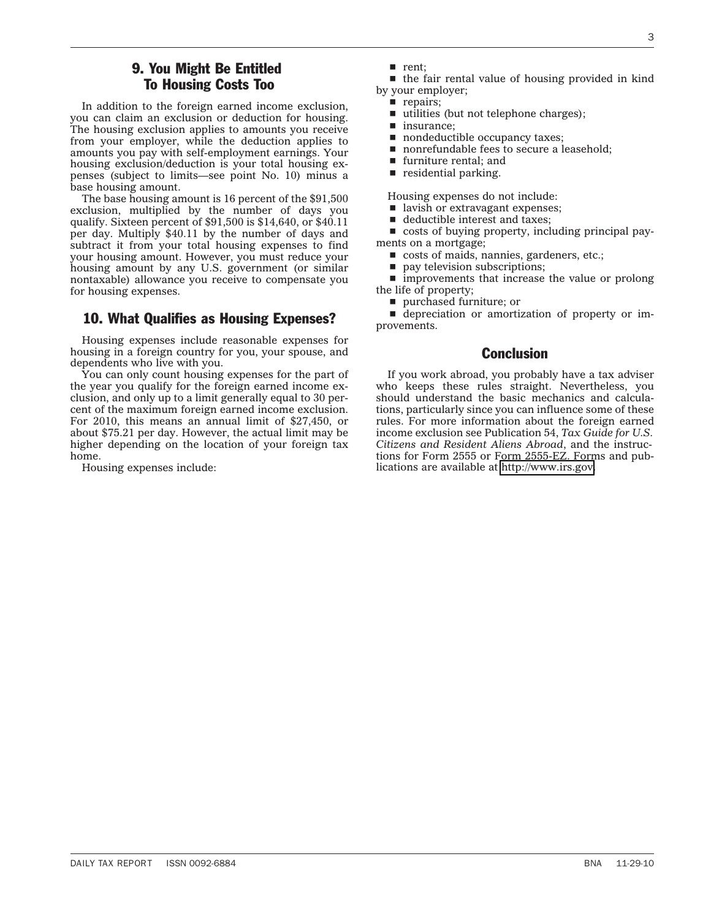## 9. You Might Be Entitled To Housing Costs Too

In addition to the foreign earned income exclusion, you can claim an exclusion or deduction for housing. The housing exclusion applies to amounts you receive from your employer, while the deduction applies to amounts you pay with self-employment earnings. Your housing exclusion/deduction is your total housing expenses (subject to limits—see point No. 10) minus a base housing amount.

The base housing amount is 16 percent of the $91,500 exclusion, multiplied by the number of days you qualify. Sixteen percent of $91,500 is $14,640, or $40.11 per day. Multiply $40.11 by the number of days and subtract it from your total housing expenses to find your housing amount. However, you must reduce your housing amount by any U.S. government (or similar nontaxable) allowance you receive to compensate you for housing expenses.

## 10. What Qualifies as Housing Expenses?

Housing expenses include reasonable expenses for housing in a foreign country for you, your spouse, and dependents who live with you.

You can only count housing expenses for the part of the year you qualify for the foreign earned income exclusion, and only up to a limit generally equal to 30 percent of the maximum foreign earned income exclusion. For 2010, this means an annual limit of $27,450, or about $75.21 per day. However, the actual limit may be higher depending on the location of your foreign tax home.

Housing expenses include:

- rent;
- the fair rental value of housing provided in kind by your employer;
- repairs;
- utilities (but not telephone charges);
- insurance;
- nondeductible occupancy taxes;
- nonrefundable fees to secure a leasehold;
- furniture rental; and
- residential parking.

Housing expenses do not include:

- lavish or extravagant expenses;
- deductible interest and taxes;
- costs of buying property, including principal payments on a mortgage;
- costs of maids, nannies, gardeners, etc.;
- pay television subscriptions;
- improvements that increase the value or prolong the life of property;
- purchased furniture; or
- depreciation or amortization of property or improvements.

## Conclusion

If you work abroad, you probably have a tax adviser who keeps these rules straight. Nevertheless, you should understand the basic mechanics and calculations, particularly since you can influence some of these rules. For more information about the foreign earned income exclusion see Publication 54, *Tax Guide for U.S. Citizens and Resident Aliens Abroad*, and the instructions for Form 2555 or Form 2555-EZ. Forms and publications are available at http://www.irs.gov.